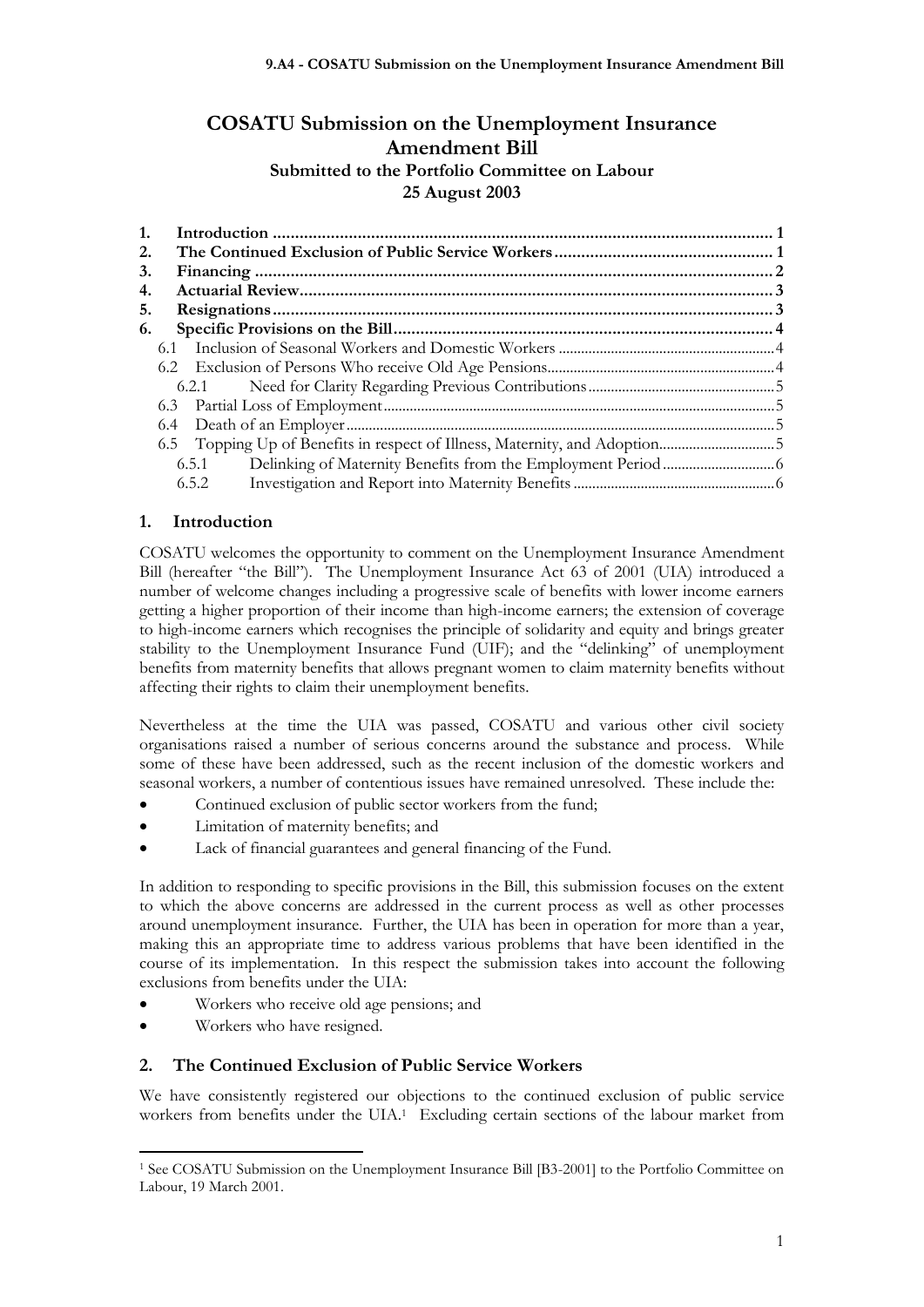# COSATU Submission on the Unemployment Insurance Amendment Bill

**Submitted to the Portfolio Committee on Labour**
**25 August 2003**

1. **Introduction** ... 1
2. **The Continued Exclusion of Public Service Workers** ... 1
3. **Financing** ... 2
4. **Actuarial Review** ... 3
5. **Resignations** ... 3
6. **Specific Provisions on the Bill** ... 4
   - 6.1 Inclusion of Seasonal Workers and Domestic Workers ... 4
   - 6.2 Exclusion of Persons Who receive Old Age Pensions ... 4
     - 6.2.1 Need for Clarity Regarding Previous Contributions ... 5
   - 6.3 Partial Loss of Employment ... 5
   - 6.4 Death of an Employer ... 5
   - 6.5 Topping Up of Benefits in respect of Illness, Maternity, and Adoption ... 5
     - 6.5.1 Delinking of Maternity Benefits from the Employment Period ... 6
     - 6.5.2 Investigation and Report into Maternity Benefits ... 6

## 1. Introduction

COSATU welcomes the opportunity to comment on the Unemployment Insurance Amendment Bill (hereafter "the Bill"). The Unemployment Insurance Act 63 of 2001 (UIA) introduced a number of welcome changes including a progressive scale of benefits with lower income earners getting a higher proportion of their income than high-income earners; the extension of coverage to high-income earners which recognises the principle of solidarity and equity and brings greater stability to the Unemployment Insurance Fund (UIF); and the "delinking" of unemployment benefits from maternity benefits that allows pregnant women to claim maternity benefits without affecting their rights to claim their unemployment benefits.

Nevertheless at the time the UIA was passed, COSATU and various other civil society organisations raised a number of serious concerns around the substance and process. While some of these have been addressed, such as the recent inclusion of the domestic workers and seasonal workers, a number of contentious issues have remained unresolved. These include the:

- Continued exclusion of public sector workers from the fund;
- Limitation of maternity benefits; and
- Lack of financial guarantees and general financing of the Fund.

In addition to responding to specific provisions in the Bill, this submission focuses on the extent to which the above concerns are addressed in the current process as well as other processes around unemployment insurance. Further, the UIA has been in operation for more than a year, making this an appropriate time to address various problems that have been identified in the course of its implementation. In this respect the submission takes into account the following exclusions from benefits under the UIA:

- Workers who receive old age pensions; and
- Workers who have resigned.

## 2. The Continued Exclusion of Public Service Workers

We have consistently registered our objections to the continued exclusion of public service workers from benefits under the UIA.[1] Excluding certain sections of the labour market from

[1] See COSATU Submission on the Unemployment Insurance Bill [B3-2001] to the Portfolio Committee on Labour, 19 March 2001.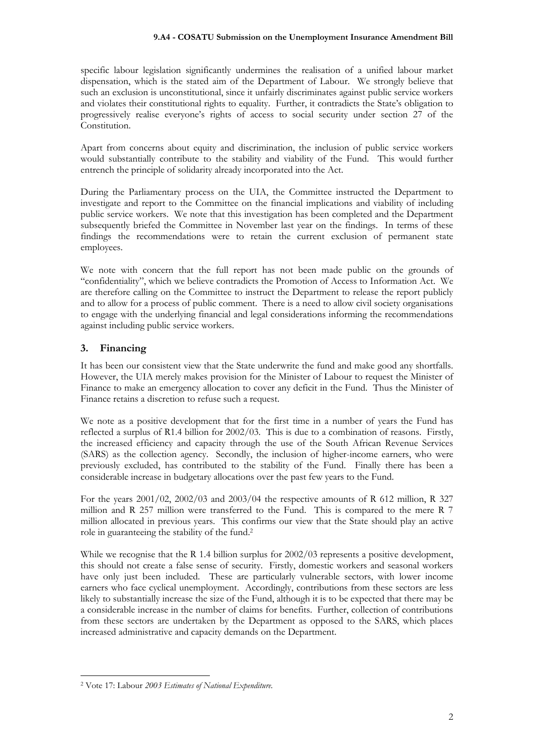specific labour legislation significantly undermines the realisation of a unified labour market dispensation, which is the stated aim of the Department of Labour. We strongly believe that such an exclusion is unconstitutional, since it unfairly discriminates against public service workers and violates their constitutional rights to equality. Further, it contradicts the State's obligation to progressively realise everyone's rights of access to social security under section 27 of the Constitution.

Apart from concerns about equity and discrimination, the inclusion of public service workers would substantially contribute to the stability and viability of the Fund. This would further entrench the principle of solidarity already incorporated into the Act.

During the Parliamentary process on the UIA, the Committee instructed the Department to investigate and report to the Committee on the financial implications and viability of including public service workers. We note that this investigation has been completed and the Department subsequently briefed the Committee in November last year on the findings. In terms of these findings the recommendations were to retain the current exclusion of permanent state employees.

We note with concern that the full report has not been made public on the grounds of "confidentiality", which we believe contradicts the Promotion of Access to Information Act. We are therefore calling on the Committee to instruct the Department to release the report publicly and to allow for a process of public comment. There is a need to allow civil society organisations to engage with the underlying financial and legal considerations informing the recommendations against including public service workers.

## 3. Financing

It has been our consistent view that the State underwrite the fund and make good any shortfalls. However, the UIA merely makes provision for the Minister of Labour to request the Minister of Finance to make an emergency allocation to cover any deficit in the Fund. Thus the Minister of Finance retains a discretion to refuse such a request.

We note as a positive development that for the first time in a number of years the Fund has reflected a surplus of R1.4 billion for 2002/03. This is due to a combination of reasons. Firstly, the increased efficiency and capacity through the use of the South African Revenue Services (SARS) as the collection agency. Secondly, the inclusion of higher-income earners, who were previously excluded, has contributed to the stability of the Fund. Finally there has been a considerable increase in budgetary allocations over the past few years to the Fund.

For the years 2001/02, 2002/03 and 2003/04 the respective amounts of R 612 million, R 327 million and R 257 million were transferred to the Fund. This is compared to the mere R 7 million allocated in previous years. This confirms our view that the State should play an active role in guaranteeing the stability of the fund.[2]

While we recognise that the R 1.4 billion surplus for 2002/03 represents a positive development, this should not create a false sense of security. Firstly, domestic workers and seasonal workers have only just been included. These are particularly vulnerable sectors, with lower income earners who face cyclical unemployment. Accordingly, contributions from these sectors are less likely to substantially increase the size of the Fund, although it is to be expected that there may be a considerable increase in the number of claims for benefits. Further, collection of contributions from these sectors are undertaken by the Department as opposed to the SARS, which places increased administrative and capacity demands on the Department.

[2] Vote 17: Labour *2003 Estimates of National Expenditure*.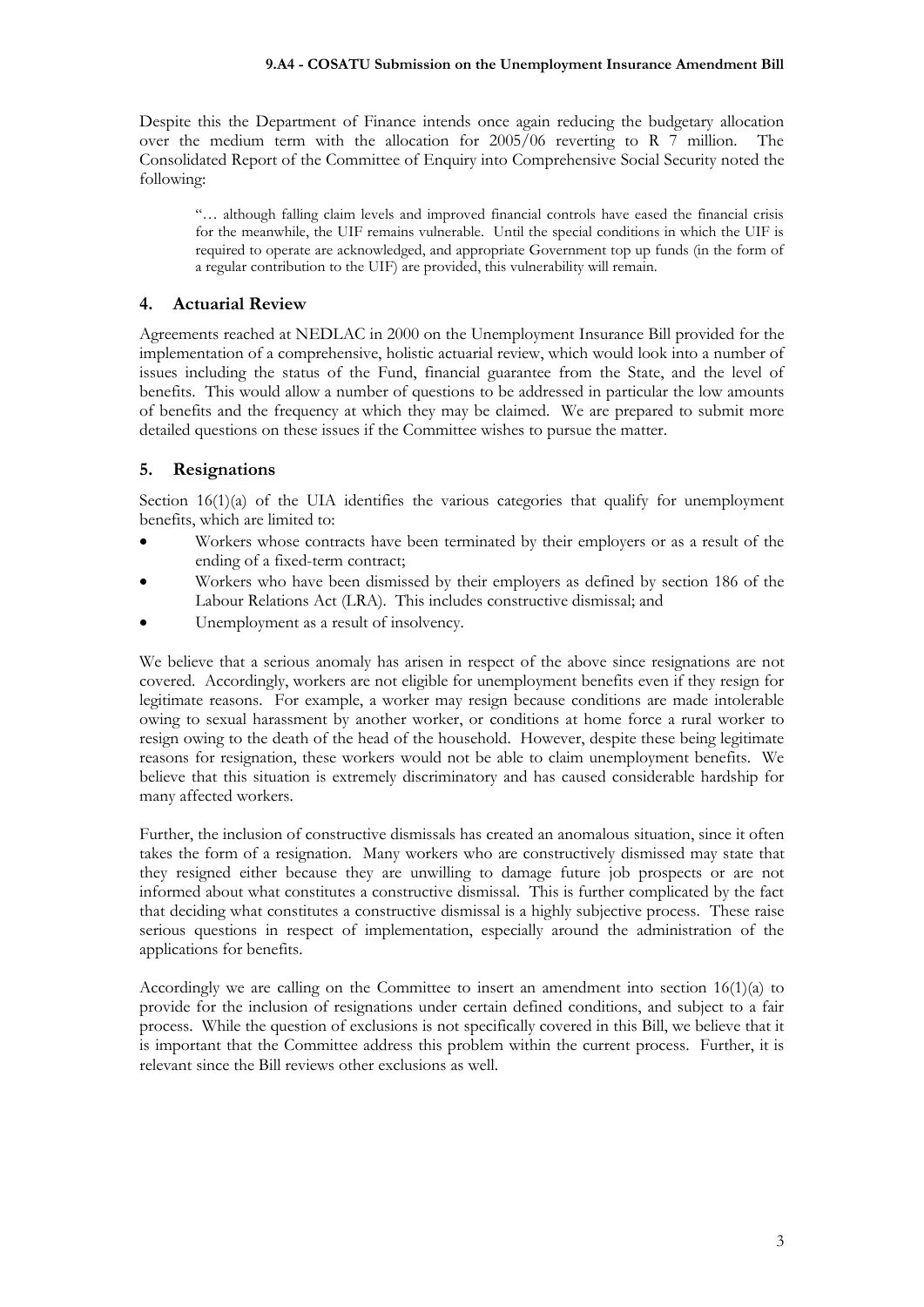Despite this the Department of Finance intends once again reducing the budgetary allocation over the medium term with the allocation for 2005/06 reverting to R 7 million. The Consolidated Report of the Committee of Enquiry into Comprehensive Social Security noted the following:

> "… although falling claim levels and improved financial controls have eased the financial crisis for the meanwhile, the UIF remains vulnerable. Until the special conditions in which the UIF is required to operate are acknowledged, and appropriate Government top up funds (in the form of a regular contribution to the UIF) are provided, this vulnerability will remain.

## 4. Actuarial Review

Agreements reached at NEDLAC in 2000 on the Unemployment Insurance Bill provided for the implementation of a comprehensive, holistic actuarial review, which would look into a number of issues including the status of the Fund, financial guarantee from the State, and the level of benefits. This would allow a number of questions to be addressed in particular the low amounts of benefits and the frequency at which they may be claimed. We are prepared to submit more detailed questions on these issues if the Committee wishes to pursue the matter.

## 5. Resignations

Section 16(1)(a) of the UIA identifies the various categories that qualify for unemployment benefits, which are limited to:

- Workers whose contracts have been terminated by their employers or as a result of the ending of a fixed-term contract;
- Workers who have been dismissed by their employers as defined by section 186 of the Labour Relations Act (LRA). This includes constructive dismissal; and
- Unemployment as a result of insolvency.

We believe that a serious anomaly has arisen in respect of the above since resignations are not covered. Accordingly, workers are not eligible for unemployment benefits even if they resign for legitimate reasons. For example, a worker may resign because conditions are made intolerable owing to sexual harassment by another worker, or conditions at home force a rural worker to resign owing to the death of the head of the household. However, despite these being legitimate reasons for resignation, these workers would not be able to claim unemployment benefits. We believe that this situation is extremely discriminatory and has caused considerable hardship for many affected workers.

Further, the inclusion of constructive dismissals has created an anomalous situation, since it often takes the form of a resignation. Many workers who are constructively dismissed may state that they resigned either because they are unwilling to damage future job prospects or are not informed about what constitutes a constructive dismissal. This is further complicated by the fact that deciding what constitutes a constructive dismissal is a highly subjective process. These raise serious questions in respect of implementation, especially around the administration of the applications for benefits.

Accordingly we are calling on the Committee to insert an amendment into section 16(1)(a) to provide for the inclusion of resignations under certain defined conditions, and subject to a fair process. While the question of exclusions is not specifically covered in this Bill, we believe that it is important that the Committee address this problem within the current process. Further, it is relevant since the Bill reviews other exclusions as well.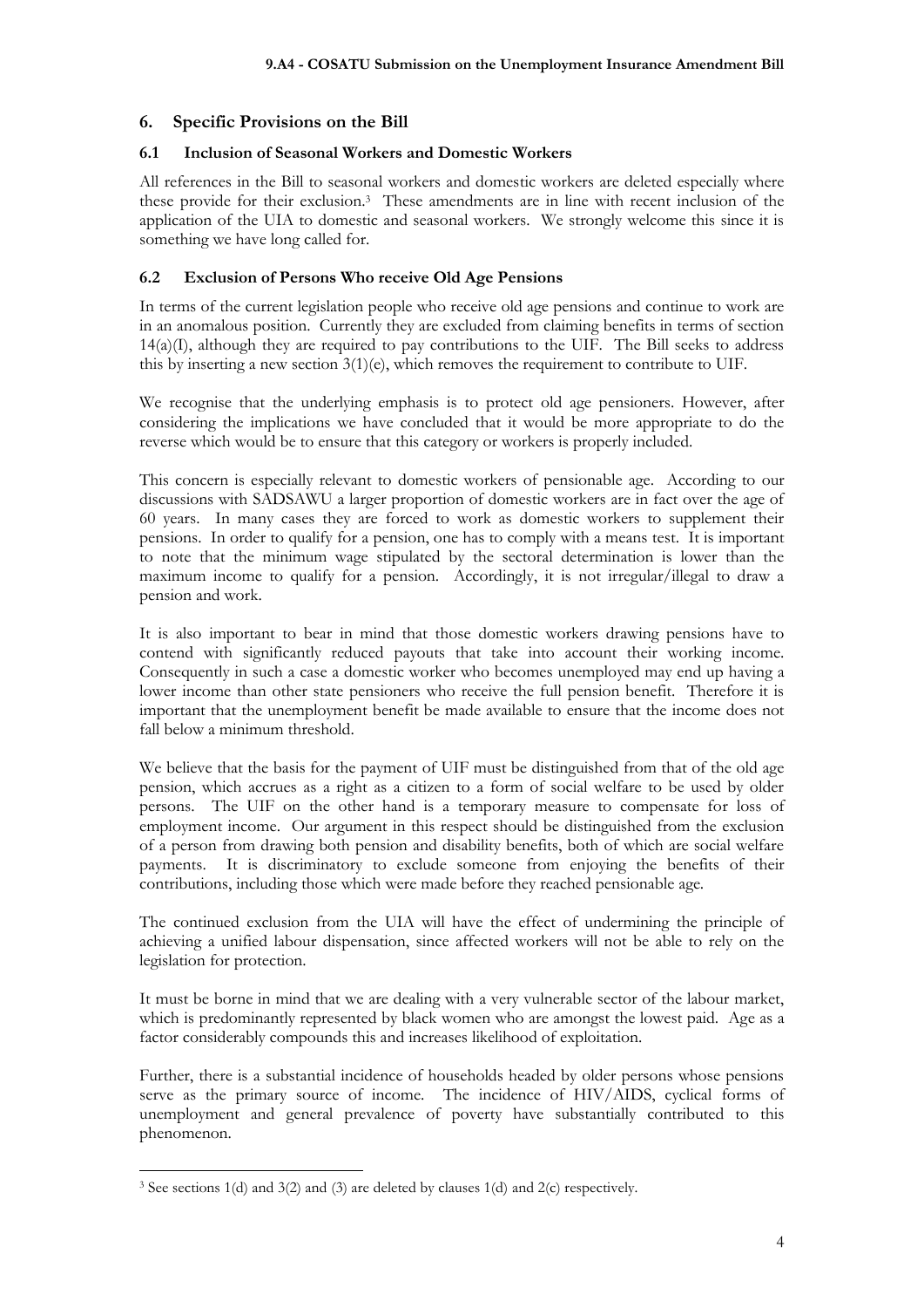## 6. Specific Provisions on the Bill

### 6.1 Inclusion of Seasonal Workers and Domestic Workers

All references in the Bill to seasonal workers and domestic workers are deleted especially where these provide for their exclusion.[3] These amendments are in line with recent inclusion of the application of the UIA to domestic and seasonal workers. We strongly welcome this since it is something we have long called for.

### 6.2 Exclusion of Persons Who receive Old Age Pensions

In terms of the current legislation people who receive old age pensions and continue to work are in an anomalous position. Currently they are excluded from claiming benefits in terms of section 14(a)(I), although they are required to pay contributions to the UIF. The Bill seeks to address this by inserting a new section 3(1)(e), which removes the requirement to contribute to UIF.

We recognise that the underlying emphasis is to protect old age pensioners. However, after considering the implications we have concluded that it would be more appropriate to do the reverse which would be to ensure that this category or workers is properly included.

This concern is especially relevant to domestic workers of pensionable age. According to our discussions with SADSAWU a larger proportion of domestic workers are in fact over the age of 60 years. In many cases they are forced to work as domestic workers to supplement their pensions. In order to qualify for a pension, one has to comply with a means test. It is important to note that the minimum wage stipulated by the sectoral determination is lower than the maximum income to qualify for a pension. Accordingly, it is not irregular/illegal to draw a pension and work.

It is also important to bear in mind that those domestic workers drawing pensions have to contend with significantly reduced payouts that take into account their working income. Consequently in such a case a domestic worker who becomes unemployed may end up having a lower income than other state pensioners who receive the full pension benefit. Therefore it is important that the unemployment benefit be made available to ensure that the income does not fall below a minimum threshold.

We believe that the basis for the payment of UIF must be distinguished from that of the old age pension, which accrues as a right as a citizen to a form of social welfare to be used by older persons. The UIF on the other hand is a temporary measure to compensate for loss of employment income. Our argument in this respect should be distinguished from the exclusion of a person from drawing both pension and disability benefits, both of which are social welfare payments. It is discriminatory to exclude someone from enjoying the benefits of their contributions, including those which were made before they reached pensionable age.

The continued exclusion from the UIA will have the effect of undermining the principle of achieving a unified labour dispensation, since affected workers will not be able to rely on the legislation for protection.

It must be borne in mind that we are dealing with a very vulnerable sector of the labour market, which is predominantly represented by black women who are amongst the lowest paid. Age as a factor considerably compounds this and increases likelihood of exploitation.

Further, there is a substantial incidence of households headed by older persons whose pensions serve as the primary source of income. The incidence of HIV/AIDS, cyclical forms of unemployment and general prevalence of poverty have substantially contributed to this phenomenon.

---

[3] See sections 1(d) and 3(2) and (3) are deleted by clauses 1(d) and 2(c) respectively.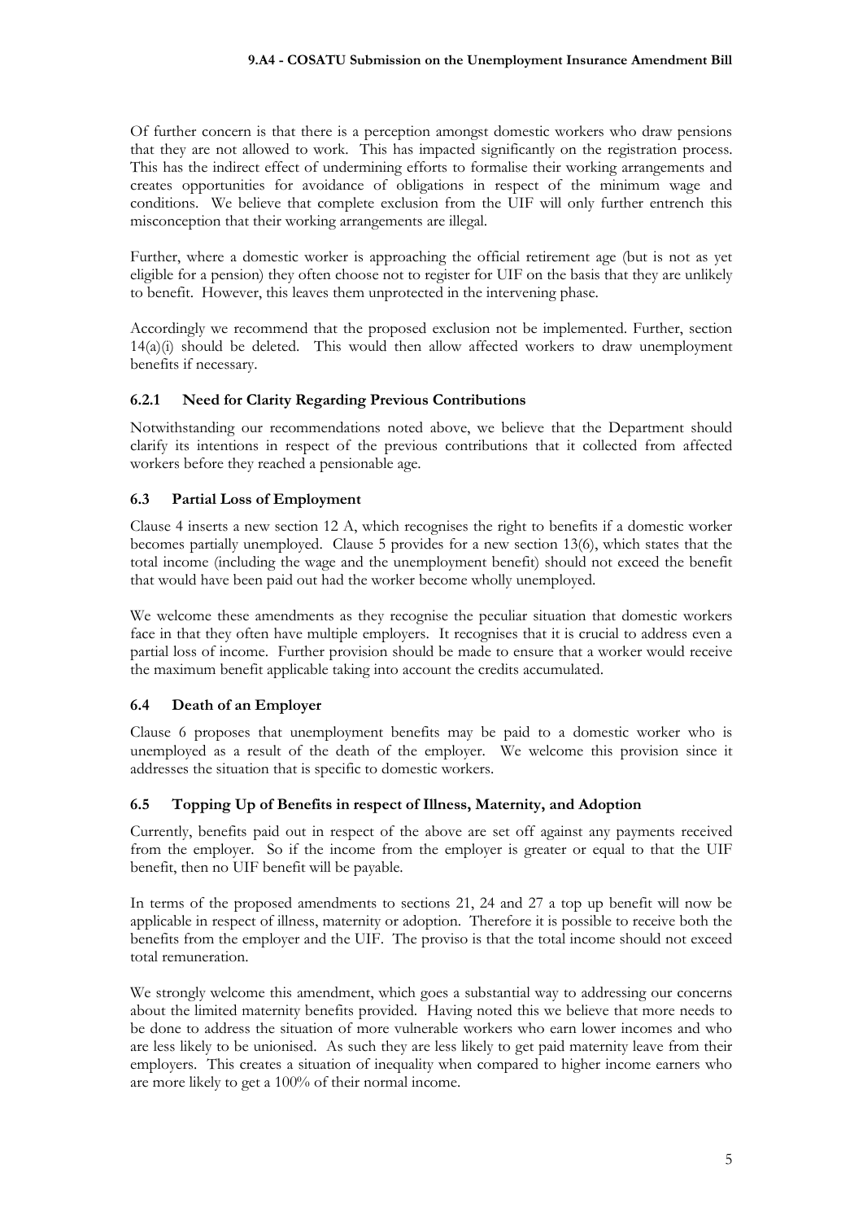Of further concern is that there is a perception amongst domestic workers who draw pensions that they are not allowed to work. This has impacted significantly on the registration process. This has the indirect effect of undermining efforts to formalise their working arrangements and creates opportunities for avoidance of obligations in respect of the minimum wage and conditions. We believe that complete exclusion from the UIF will only further entrench this misconception that their working arrangements are illegal.

Further, where a domestic worker is approaching the official retirement age (but is not as yet eligible for a pension) they often choose not to register for UIF on the basis that they are unlikely to benefit. However, this leaves them unprotected in the intervening phase.

Accordingly we recommend that the proposed exclusion not be implemented. Further, section 14(a)(i) should be deleted. This would then allow affected workers to draw unemployment benefits if necessary.

### 6.2.1 Need for Clarity Regarding Previous Contributions

Notwithstanding our recommendations noted above, we believe that the Department should clarify its intentions in respect of the previous contributions that it collected from affected workers before they reached a pensionable age.

### 6.3 Partial Loss of Employment

Clause 4 inserts a new section 12 A, which recognises the right to benefits if a domestic worker becomes partially unemployed. Clause 5 provides for a new section 13(6), which states that the total income (including the wage and the unemployment benefit) should not exceed the benefit that would have been paid out had the worker become wholly unemployed.

We welcome these amendments as they recognise the peculiar situation that domestic workers face in that they often have multiple employers. It recognises that it is crucial to address even a partial loss of income. Further provision should be made to ensure that a worker would receive the maximum benefit applicable taking into account the credits accumulated.

### 6.4 Death of an Employer

Clause 6 proposes that unemployment benefits may be paid to a domestic worker who is unemployed as a result of the death of the employer. We welcome this provision since it addresses the situation that is specific to domestic workers.

### 6.5 Topping Up of Benefits in respect of Illness, Maternity, and Adoption

Currently, benefits paid out in respect of the above are set off against any payments received from the employer. So if the income from the employer is greater or equal to that the UIF benefit, then no UIF benefit will be payable.

In terms of the proposed amendments to sections 21, 24 and 27 a top up benefit will now be applicable in respect of illness, maternity or adoption. Therefore it is possible to receive both the benefits from the employer and the UIF. The proviso is that the total income should not exceed total remuneration.

We strongly welcome this amendment, which goes a substantial way to addressing our concerns about the limited maternity benefits provided. Having noted this we believe that more needs to be done to address the situation of more vulnerable workers who earn lower incomes and who are less likely to be unionised. As such they are less likely to get paid maternity leave from their employers. This creates a situation of inequality when compared to higher income earners who are more likely to get a 100% of their normal income.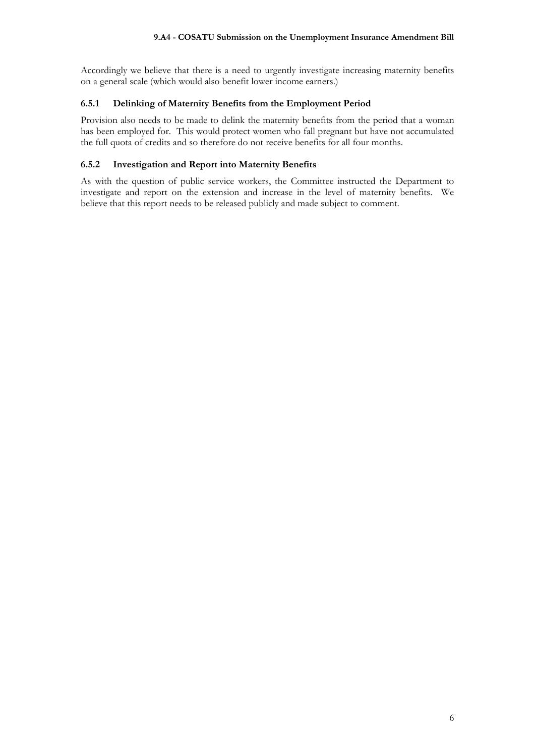Accordingly we believe that there is a need to urgently investigate increasing maternity benefits on a general scale (which would also benefit lower income earners.)

### 6.5.1 Delinking of Maternity Benefits from the Employment Period

Provision also needs to be made to delink the maternity benefits from the period that a woman has been employed for. This would protect women who fall pregnant but have not accumulated the full quota of credits and so therefore do not receive benefits for all four months.

### 6.5.2 Investigation and Report into Maternity Benefits

As with the question of public service workers, the Committee instructed the Department to investigate and report on the extension and increase in the level of maternity benefits. We believe that this report needs to be released publicly and made subject to comment.